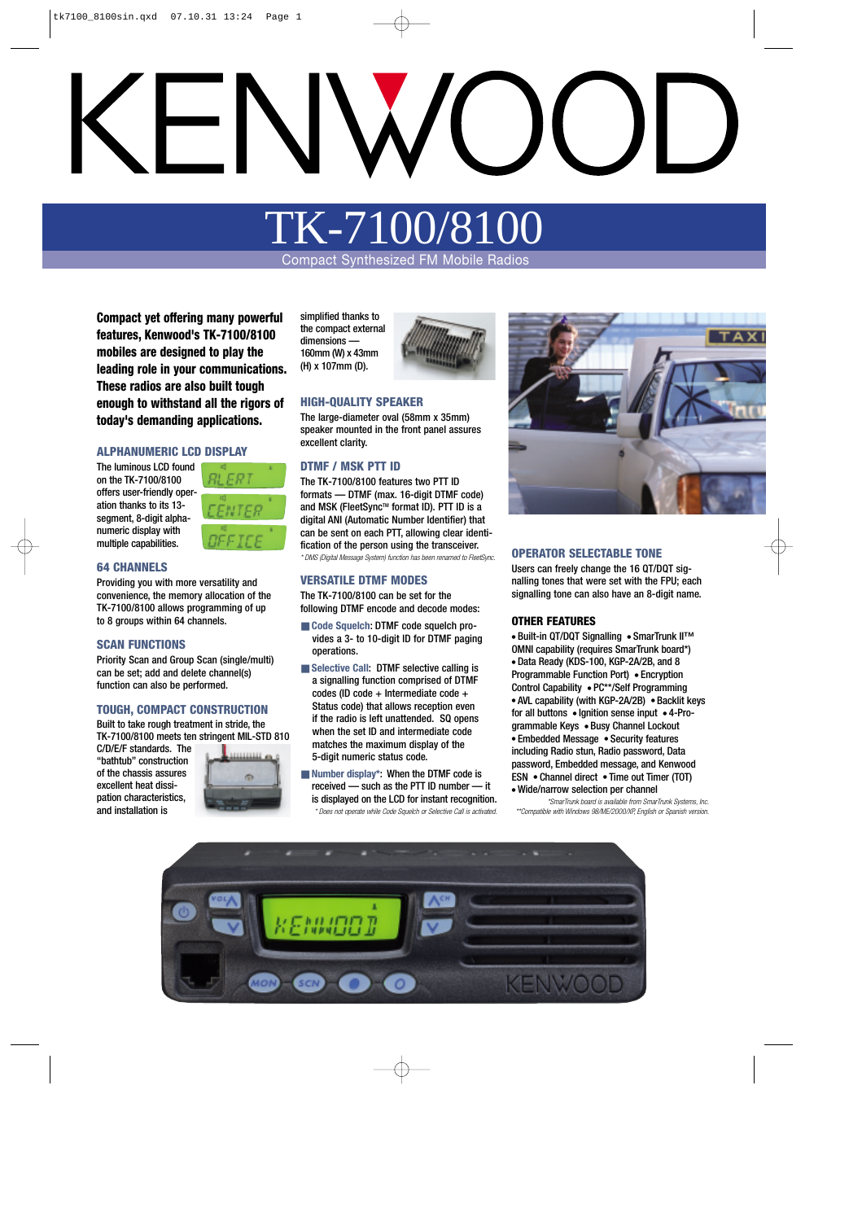# KENWOOD

# TK-7100/8100

Compact Synthesized FM Mobile Radios

**Compact yet offering many powerful features, Kenwood's TK-7100/8100 mobiles are designed to play the leading role in your communications. These radios are also built tough enough to withstand all the rigors of today's demanding applications.**

## ALPHANUMERIC LCD DISPLAY

The luminous LCD found on the TK-7100/8100 offers user-friendly operation thanks to its 13-segment, 8-digit alphanumeric display with multiple capabilities.

## 64 CHANNELS

Providing you with more versatility and convenience, the memory allocation of the TK-7100/8100 allows programming of up to 8 groups within 64 channels.

## SCAN FUNCTIONS

Priority Scan and Group Scan (single/multi) can be set; add and delete channel(s) function can also be performed.

## TOUGH, COMPACT CONSTRUCTION

Built to take rough treatment in stride, the TK-7100/8100 meets ten stringent MIL-STD 810 C/D/E/F standards. The "bathtub" construction of the chassis assures excellent heat dissipation characteristics, and installation is simplified thanks to the compact external dimensions — 160mm (W) x 43mm (H) x 107mm (D).

## HIGH-QUALITY SPEAKER

The large-diameter oval (58mm x 35mm) speaker mounted in the front panel assures excellent clarity.

## DTMF / MSK PTT ID

The TK-7100/8100 features two PTT ID formats — DTMF (max. 16-digit DTMF code) and MSK (FleetSync™ format ID). PTT ID is a digital ANI (Automatic Number Identifier) that can be sent on each PTT, allowing clear identification of the person using the transceiver.

*\* DMS (Digital Message System) function has been renamed to FleetSync.*

## VERSATILE DTMF MODES

The TK-7100/8100 can be set for the following DTMF encode and decode modes:

- **Code Squelch**: DTMF code squelch provides a 3- to 10-digit ID for DTMF paging operations.
- **Selective Call**: DTMF selective calling is a signalling function comprised of DTMF codes (ID code + Intermediate code + Status code) that allows reception even if the radio is left unattended. SQ opens when the set ID and intermediate code matches the maximum display of the 5-digit numeric status code.
- **Number display\***: When the DTMF code is received — such as the PTT ID number — it is displayed on the LCD for instant recognition.

*\* Does not operate while Code Squelch or Selective Call is activated.*

## OPERATOR SELECTABLE TONE

Users can freely change the 16 QT/DQT signalling tones that were set with the FPU; each signalling tone can also have an 8-digit name.

## OTHER FEATURES

• Built-in QT/DQT Signalling • SmarTrunk II™ OMNI capability (requires SmarTrunk board\*) • Data Ready (KDS-100, KGP-2A/2B, and 8 Programmable Function Port) • Encryption Control Capability • PC\*\*/Self Programming • AVL capability (with KGP-2A/2B) • Backlit keys for all buttons • Ignition sense input • 4-Programmable Keys • Busy Channel Lockout • Embedded Message • Security features including Radio stun, Radio password, Data password, Embedded message, and Kenwood ESN • Channel direct • Time out Timer (TOT) • Wide/narrow selection per channel

*\*SmarTrunk board is available from SmarTrunk Systems, Inc.*
*\*\*Compatible with Windows 98/ME/2000/XP, English or Spanish version.*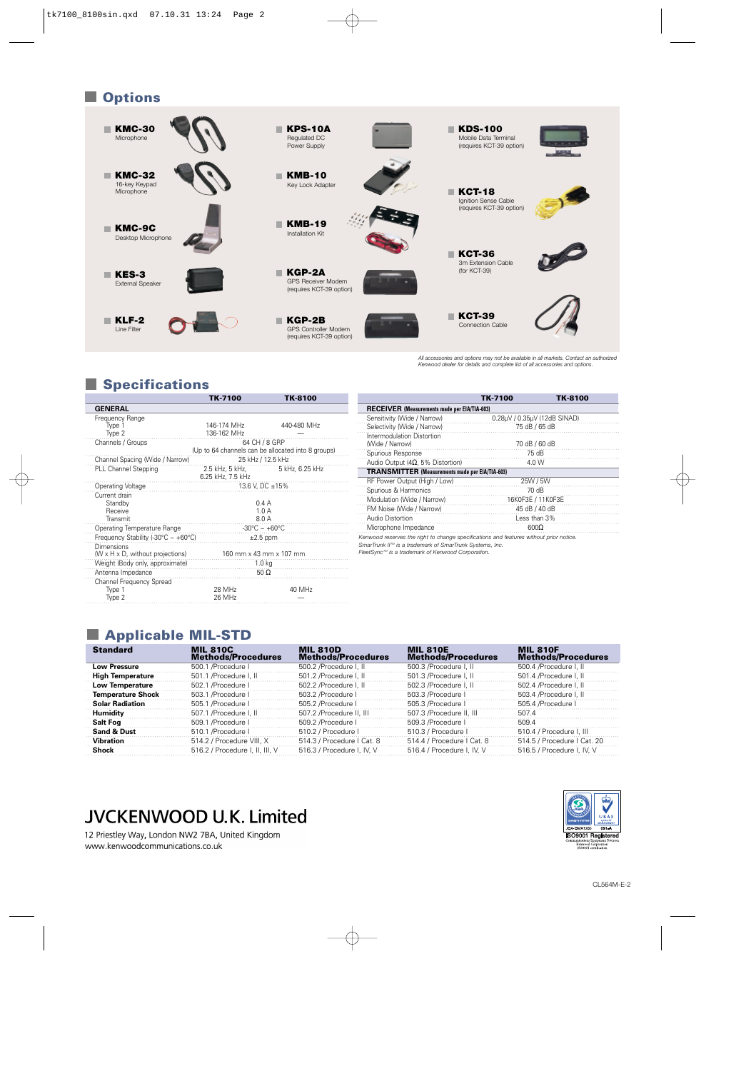## Options

**KMC-30**
Microphone

**KMC-32**
16-key Keypad Microphone

**KMC-9C**
Desktop Microphone

**KES-3**
External Speaker

**KLF-2**
Line Filter

**KPS-10A**
Regulated DC Power Supply

**KMB-10**
Key Lock Adapter

**KMB-19**
Installation Kit

**KGP-2A**
GPS Receiver Modem (requires KCT-39 option)

**KGP-2B**
GPS Controller Modem (requires KCT-39 option)

**KDS-100**
Mobile Data Terminal (requires KCT-39 option)

**KCT-18**
Ignition Sense Cable (requires KCT-39 option)

**KCT-36**
3m Extension Cable (for KCT-39)

**KCT-39**
Connection Cable

*All accessories and options may not be available in all markets. Contact an authorized Kenwood dealer for details and complete list of all accessories and options.*

## Specifications

| | TK-7100 | TK-8100 |
|---|---|---|
| **GENERAL** | | |
| Frequency Range Type 1 | 146-174 MHz | 440-480 MHz |
| Frequency Range Type 2 | 136-162 MHz | — |
| Channels / Groups | 64 CH / 8 GRP (Up to 64 channels can be allocated into 8 groups) | |
| Channel Spacing (Wide / Narrow) | 25 kHz / 12.5 kHz | |
| PLL Channel Stepping | 2.5 kHz, 5 kHz, 6.25 kHz, 7.5 kHz | 5 kHz, 6.25 kHz |
| Operating Voltage | 13.6 V, DC ±15% | |
| Current drain Standby | 0.4 A | |
| Current drain Receive | 1.0 A | |
| Current drain Transmit | 8.0 A | |
| Operating Temperature Range | -30°C ~ +60°C | |
| Frequency Stability (-30°C ~ +60°C) | ±2.5 ppm | |
| Dimensions (W x H x D, without projections) | 160 mm x 43 mm x 107 mm | |
| Weight (Body only, approximate) | 1.0 kg | |
| Antenna Impedance | 50 Ω | |
| Channel Frequency Spread Type 1 | 28 MHz | 40 MHz |
| Channel Frequency Spread Type 2 | 26 MHz | — |

| | TK-7100 | TK-8100 |
|---|---|---|
| **RECEIVER** (Measurements made per EIA/TIA-603) | | |
| Sensitivity (Wide / Narrow) | 0.28µV / 0.35µV (12dB SINAD) | |
| Selectivity (Wide / Narrow) | 75 dB / 65 dB | |
| Intermodulation Distortion (Wide / Narrow) | 70 dB / 60 dB | |
| Spurious Response | 75 dB | |
| Audio Output (4Ω, 5% Distortion) | 4.0 W | |
| **TRANSMITTER** (Measurements made per EIA/TIA-603) | | |
| RF Power Output (High / Low) | 25W / 5W | |
| Spurious & Harmonics | 70 dB | |
| Modulation (Wide / Narrow) | 16K0F3E / 11K0F3E | |
| FM Noise (Wide / Narrow) | 45 dB / 40 dB | |
| Audio Distortion | Less than 3% | |
| Microphone Impedance | 600Ω | |

*Kenwood reserves the right to change specifications and features without prior notice.*
*SmarTrunk II™ is a trademark of SmarTrunk Systems, Inc.*
*FleetSync™ is a trademark of Kenwood Corporation.*

## Applicable MIL-STD

| Standard | MIL 810C Methods/Procedures | MIL 810D Methods/Procedures | MIL 810E Methods/Procedures | MIL 810F Methods/Procedures |
|---|---|---|---|---|
| **Low Pressure** | 500.1 /Procedure I | 500.2 /Procedure I, II | 500.3 /Procedure I, II | 500.4 /Procedure I, II |
| **High Temperature** | 501.1 /Procedure I, II | 501.2 /Procedure I, II | 501.3 /Procedure I, II | 501.4 /Procedure I, II |
| **Low Temperature** | 502.1 /Procedure I | 502.2 /Procedure I, II | 502.3 /Procedure I, II | 502.4 /Procedure I, II |
| **Temperature Shock** | 503.1 /Procedure I | 503.2 /Procedure I | 503.3 /Procedure I | 503.4 /Procedure I, II |
| **Solar Radiation** | 505.1 /Procedure I | 505.2 /Procedure I | 505.3 /Procedure I | 505.4 /Procedure I |
| **Humidity** | 507.1 /Procedure I, II | 507.2 /Procedure II, III | 507.3 /Procedure II, III | 507.4 |
| **Salt Fog** | 509.1 /Procedure I | 509.2 /Procedure I | 509.3 /Procedure I | 509.4 |
| **Sand & Dust** | 510.1 /Procedure I | 510.2 / Procedure I | 510.3 / Procedure I | 510.4 / Procedure I, III |
| **Vibration** | 514.2 / Procedure VIII, X | 514.3 / Procedure I Cat. 8 | 514.4 / Procedure I Cat. 8 | 514.5 / Procedure I Cat. 20 |
| **Shock** | 516.2 / Procedure I, II, III, V | 516.3 / Procedure I, IV, V | 516.4 / Procedure I, IV, V | 516.5 / Procedure I, IV, V |

**JVCKENWOOD U.K. Limited**
12 Priestley Way, London NW2 7BA, United Kingdom
www.kenwoodcommunications.co.uk

ISO9001 Registered

CL564M-E-2